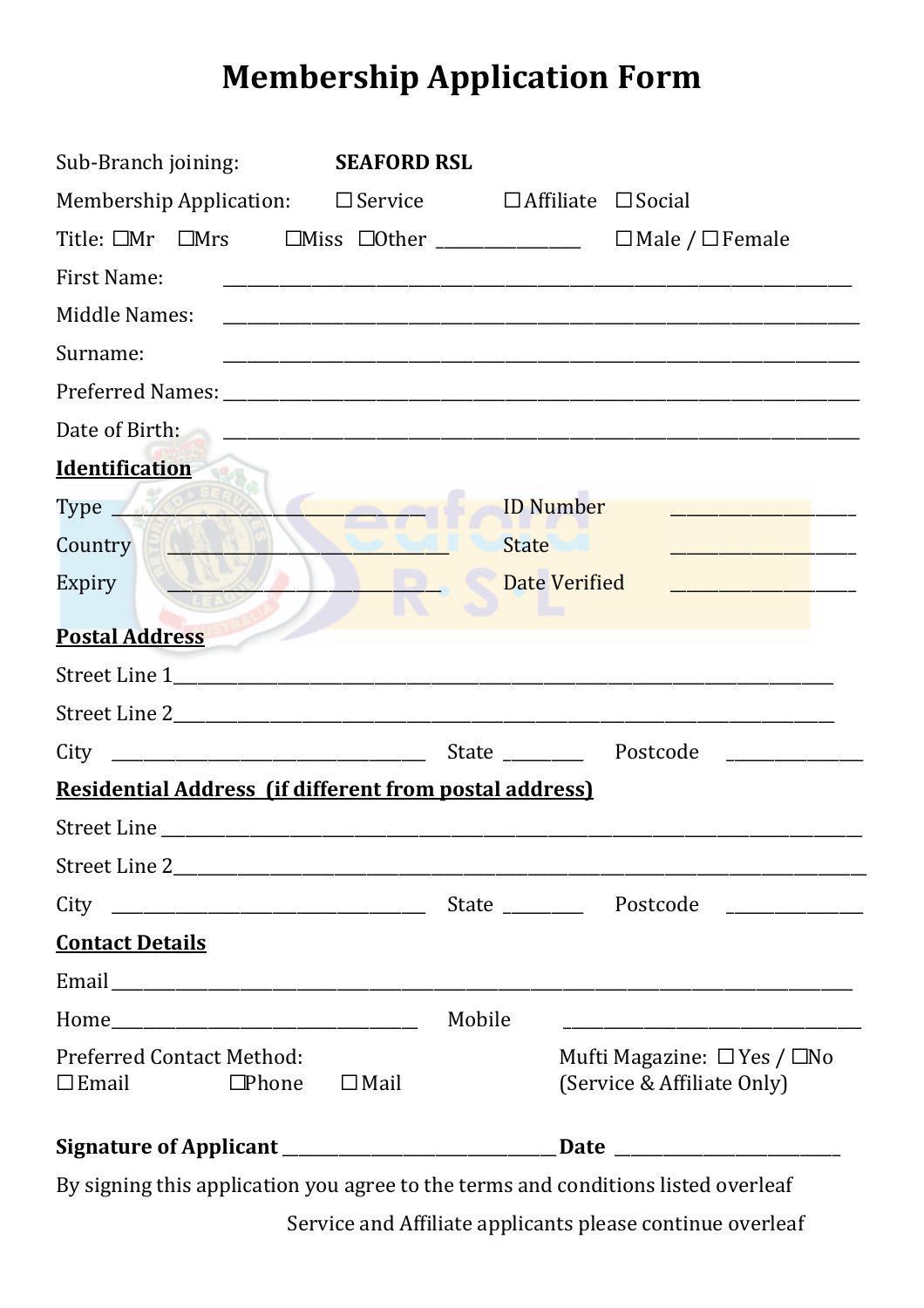# Membership Application Form

Sub-Branch joining: **SEAFORD RSL**

Membership Application: ☐ Service ☐ Affiliate ☐ Social

Title: ☐Mr ☐Mrs ☐Miss ☐Other ______________ ☐ Male / ☐ Female

First Name: ______________________________________________________________

Middle Names: ______________________________________________________________

Surname: ______________________________________________________________

Preferred Names: ______________________________________________________________

Date of Birth: ______________________________________________________________

**Identification**

Type ______________________________ ID Number ____________________

Country ______________________________ State ____________________

Expiry ______________________________ Date Verified ____________________

**Postal Address**

Street Line 1______________________________________________________________

Street Line 2______________________________________________________________

City ______________________________ State ________ Postcode ______________

**Residential Address (if different from postal address)**

Street Line ______________________________________________________________

Street Line 2______________________________________________________________

City ______________________________ State ________ Postcode ______________

**Contact Details**

Email ______________________________________________________________

Home______________________________ Mobile ______________________________

Preferred Contact Method:
☐ Email ☐Phone ☐ Mail

Mufti Magazine: ☐ Yes / ☐No
(Service & Affiliate Only)

**Signature of Applicant** ____________________________ **Date** ______________________

By signing this application you agree to the terms and conditions listed overleaf

Service and Affiliate applicants please continue overleaf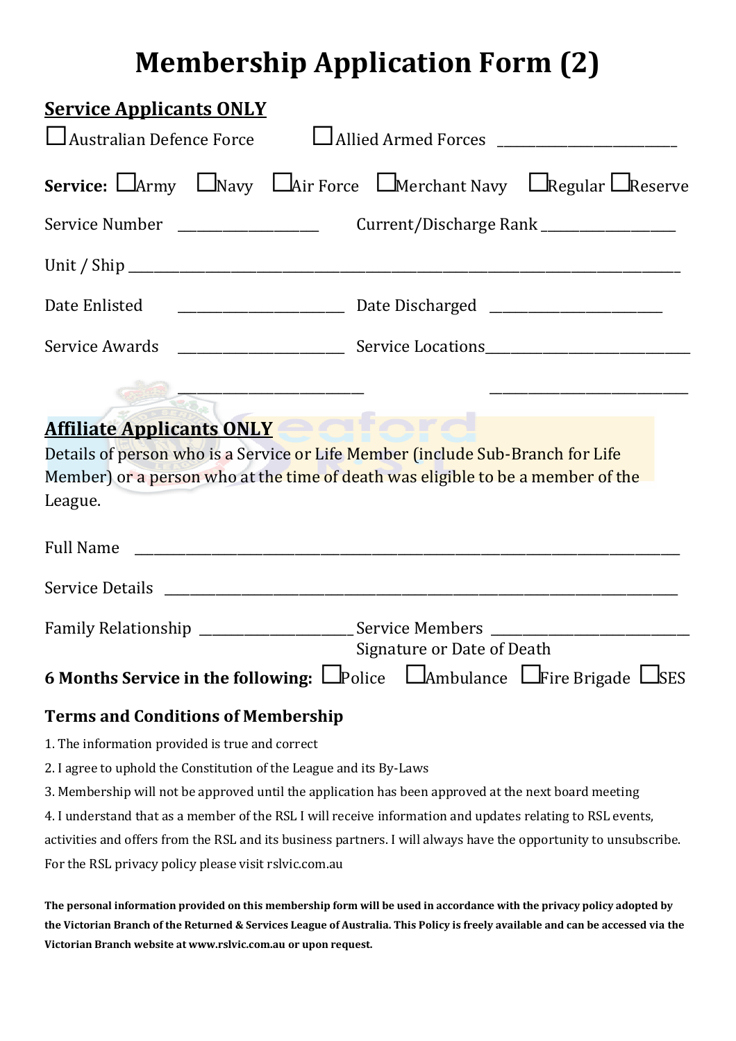# Membership Application Form (2)

## Service Applicants ONLY

☐ Australian Defence Force ☐ Allied Armed Forces ___________________________

**Service:** ☐ Army ☐ Navy ☐ Air Force ☐ Merchant Navy ☐ Regular ☐ Reserve

Service Number ____________________ Current/Discharge Rank ____________________

Unit / Ship ___________________________________________________________________________________

Date Enlisted ________________________ Date Discharged ________________________

Service Awards ________________________ Service Locations______________________________

________________________ ______________________________

## Affiliate Applicants ONLY

Details of person who is a Service or Life Member (include Sub-Branch for Life Member) or a person who at the time of death was eligible to be a member of the League.

Full Name ___________________________________________________________________________________

Service Details _______________________________________________________________________________

Family Relationship ______________________ Service Members Signature or Date of Death ______________________________

**6 Months Service in the following:** ☐ Police ☐ Ambulance ☐ Fire Brigade ☐ SES

### Terms and Conditions of Membership

1. The information provided is true and correct
2. I agree to uphold the Constitution of the League and its By-Laws
3. Membership will not be approved until the application has been approved at the next board meeting
4. I understand that as a member of the RSL I will receive information and updates relating to RSL events, activities and offers from the RSL and its business partners. I will always have the opportunity to unsubscribe. For the RSL privacy policy please visit rslvic.com.au

**The personal information provided on this membership form will be used in accordance with the privacy policy adopted by the Victorian Branch of the Returned & Services League of Australia. This Policy is freely available and can be accessed via the Victorian Branch website at www.rslvic.com.au or upon request.**